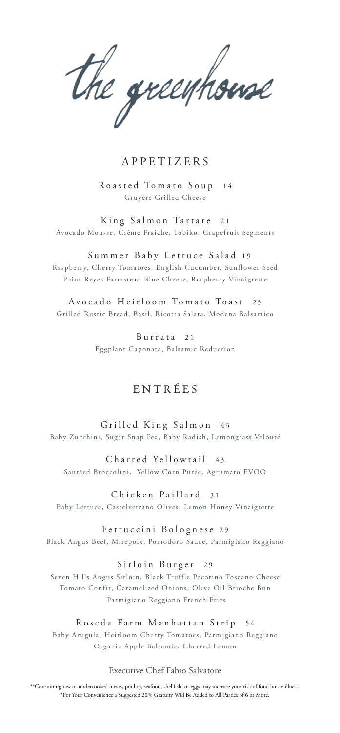# the greenhouse

## APPETIZERS

**Roasted Tomato Soup** 14
Gruyère Grilled Cheese

**King Salmon Tartare** 21
Avocado Mousse, Crème Fraîche, Tobiko, Grapefruit Segments

**Summer Baby Lettuce Salad** 19
Raspberry, Cherry Tomatoes, English Cucumber, Sunflower Seed
Point Reyes Farmstead Blue Cheese, Raspberry Vinaigrette

**Avocado Heirloom Tomato Toast** 25
Grilled Rustic Bread, Basil, Ricotta Salata, Modena Balsamico

**Burrata** 21
Eggplant Caponata, Balsamic Reduction

## ENTRÉES

**Grilled King Salmon** 43
Baby Zucchini, Sugar Snap Pea, Baby Radish, Lemongrass Velouté

**Charred Yellowtail** 43
Sautéed Broccolini, Yellow Corn Purée, Agrumato EVOO

**Chicken Paillard** 31
Baby Lettuce, Castelvetrano Olives, Lemon Honey Vinaigrette

**Fettuccini Bolognese** 29
Black Angus Beef, Mirepoix, Pomodoro Sauce, Parmigiano Reggiano

**Sirloin Burger** 29
Seven Hills Angus Sirloin, Black Truffle Pecorino Toscano Cheese
Tomato Confit, Caramelized Onions, Olive Oil Brioche Bun
Parmigiano Reggiano French Fries

**Roseda Farm Manhattan Strip** 54
Baby Arugula, Heirloom Cherry Tomatoes, Parmigiano Reggiano
Organic Apple Balsamic, Charred Lemon

Executive Chef Fabio Salvatore

**Consuming raw or undercooked meats, poultry, seafood, shellfish, or eggs may increase your risk of food borne illness.
*For Your Convenience a Suggested 20% Gratuity Will Be Added to All Parties of 6 or More.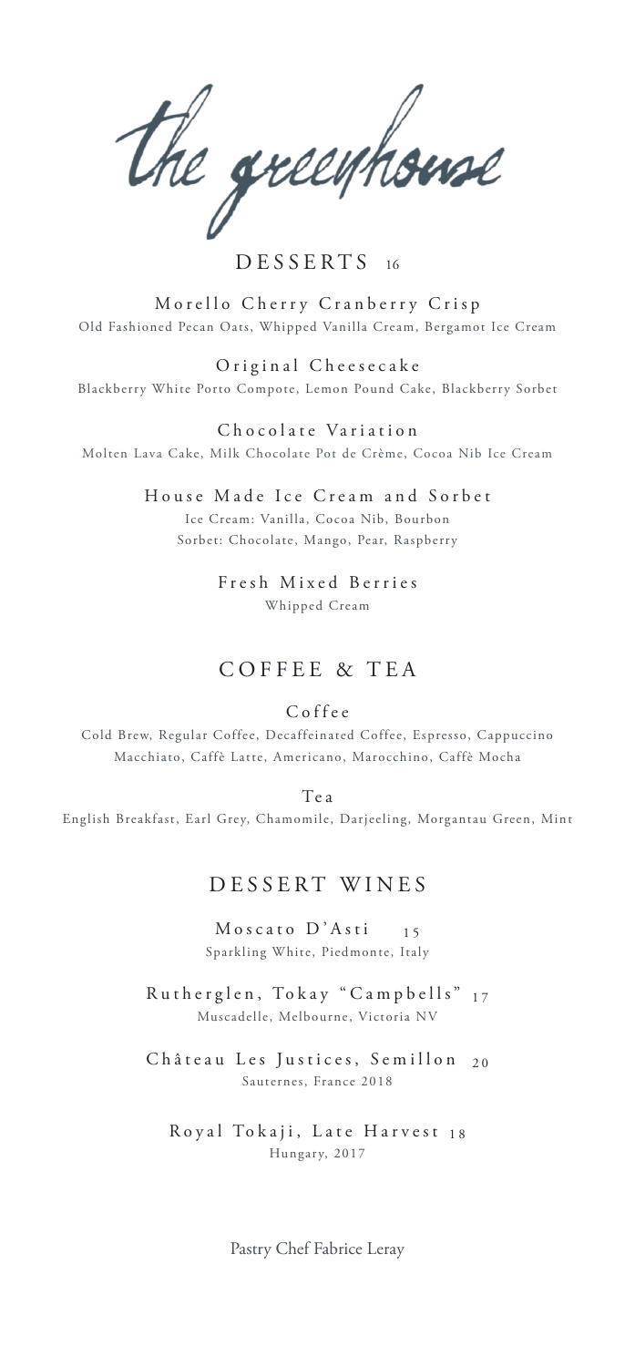# the greenhouse

## DESSERTS 16

### Morello Cherry Cranberry Crisp
Old Fashioned Pecan Oats, Whipped Vanilla Cream, Bergamot Ice Cream

### Original Cheesecake
Blackberry White Porto Compote, Lemon Pound Cake, Blackberry Sorbet

### Chocolate Variation
Molten Lava Cake, Milk Chocolate Pot de Crème, Cocoa Nib Ice Cream

### House Made Ice Cream and Sorbet
Ice Cream: Vanilla, Cocoa Nib, Bourbon
Sorbet: Chocolate, Mango, Pear, Raspberry

### Fresh Mixed Berries
Whipped Cream

## COFFEE & TEA

### Coffee
Cold Brew, Regular Coffee, Decaffeinated Coffee, Espresso, Cappuccino
Macchiato, Caffè Latte, Americano, Marocchino, Caffè Mocha

### Tea
English Breakfast, Earl Grey, Chamomile, Darjeeling, Morgantau Green, Mint

## DESSERT WINES

### Moscato D'Asti 15
Sparkling White, Piedmonte, Italy

### Rutherglen, Tokay "Campbells" 17
Muscadelle, Melbourne, Victoria NV

### Château Les Justices, Semillon 20
Sauternes, France 2018

### Royal Tokaji, Late Harvest 18
Hungary, 2017

Pastry Chef Fabrice Leray